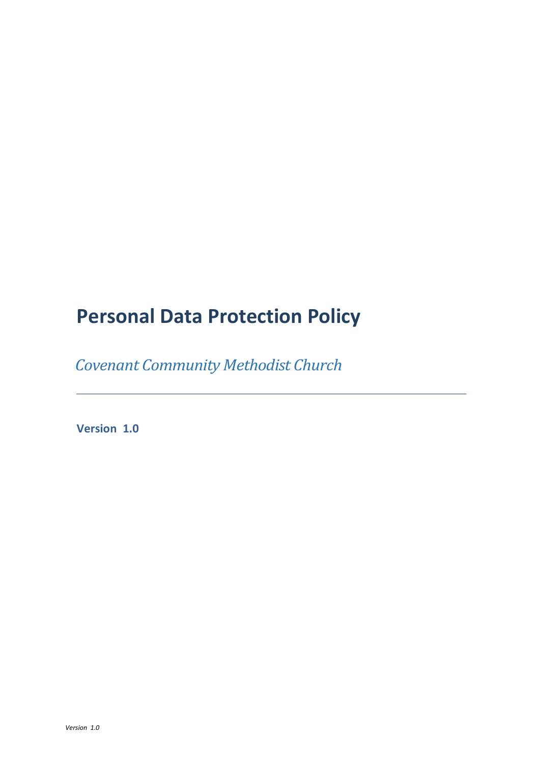# Personal Data Protection Policy

*Covenant Community Methodist Church*

---

**Version 1.0**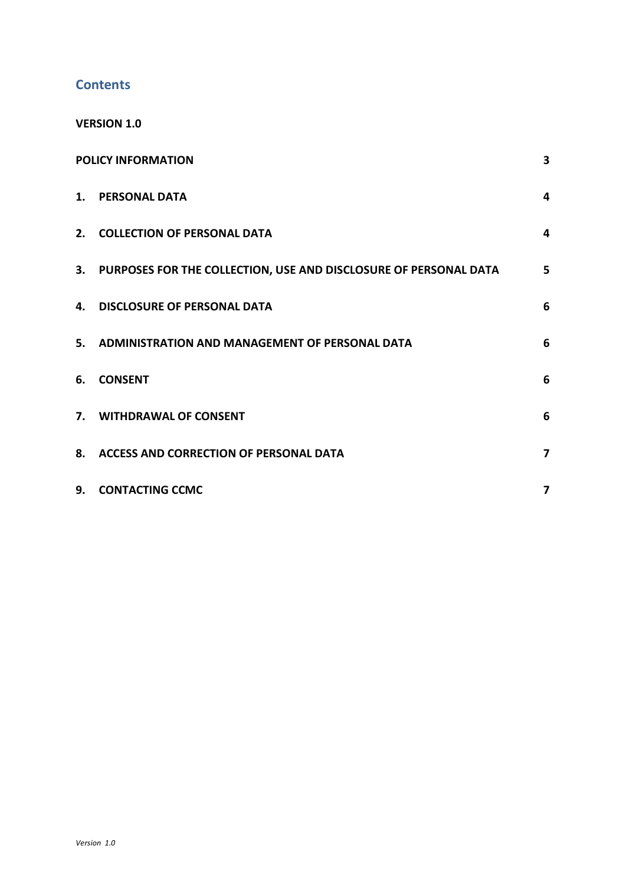## Contents

**VERSION 1.0**

| | |
|---|---|
| **POLICY INFORMATION** | **3** |
| **1. PERSONAL DATA** | **4** |
| **2. COLLECTION OF PERSONAL DATA** | **4** |
| **3. PURPOSES FOR THE COLLECTION, USE AND DISCLOSURE OF PERSONAL DATA** | **5** |
| **4. DISCLOSURE OF PERSONAL DATA** | **6** |
| **5. ADMINISTRATION AND MANAGEMENT OF PERSONAL DATA** | **6** |
| **6. CONSENT** | **6** |
| **7. WITHDRAWAL OF CONSENT** | **6** |
| **8. ACCESS AND CORRECTION OF PERSONAL DATA** | **7** |
| **9. CONTACTING CCMC** | **7** |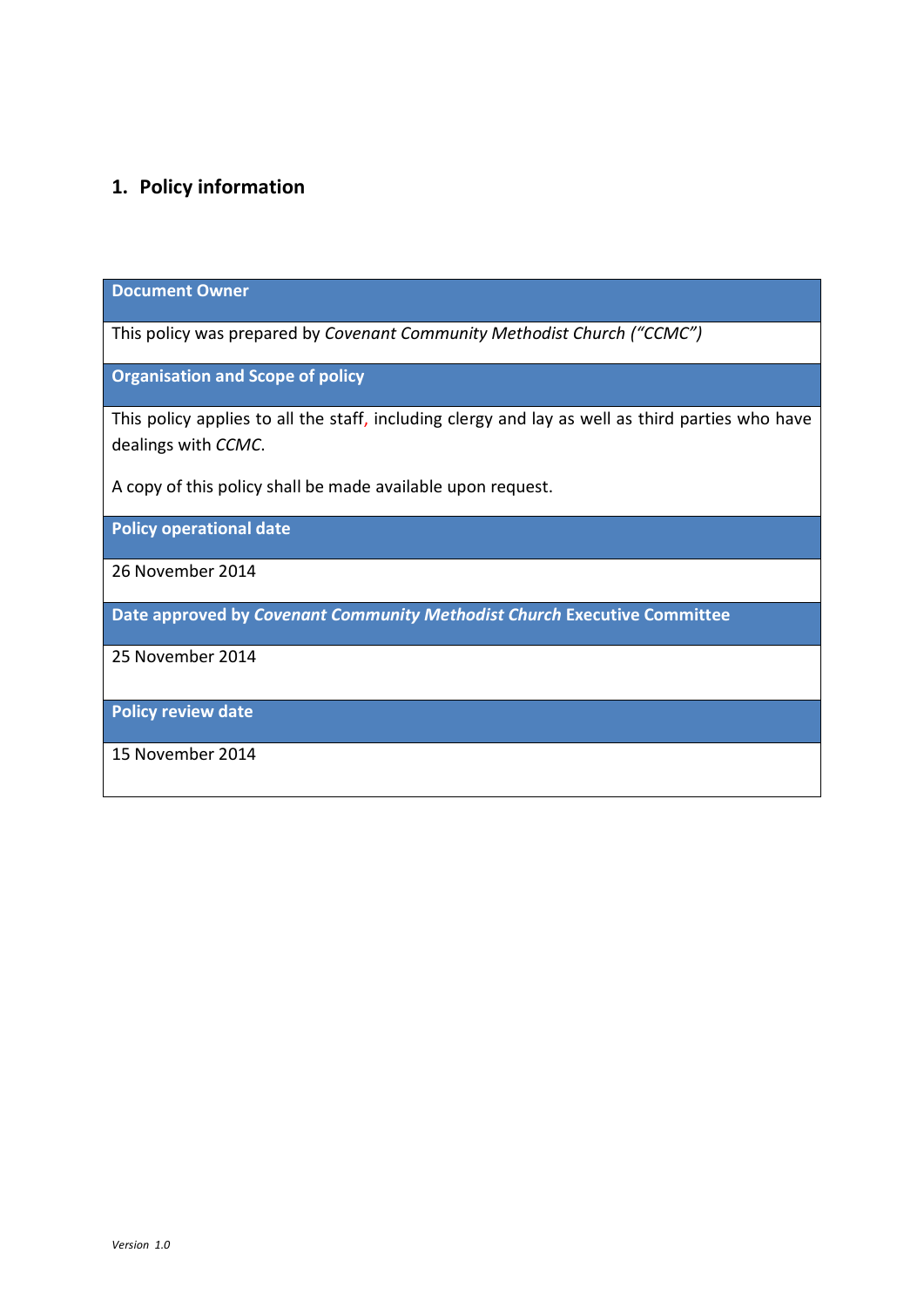## 1. Policy information

| Document Owner |
|---|
| This policy was prepared by *Covenant Community Methodist Church ("CCMC")* |
| **Organisation and Scope of policy** |
| This policy applies to all the staff, including clergy and lay as well as third parties who have dealings with *CCMC*.<br><br>A copy of this policy shall be made available upon request. |
| **Policy operational date** |
| 26 November 2014 |
| **Date approved by *Covenant Community Methodist Church* Executive Committee** |
| 25 November 2014 |
| **Policy review date** |
| 15 November 2014 |

*Version 1.0*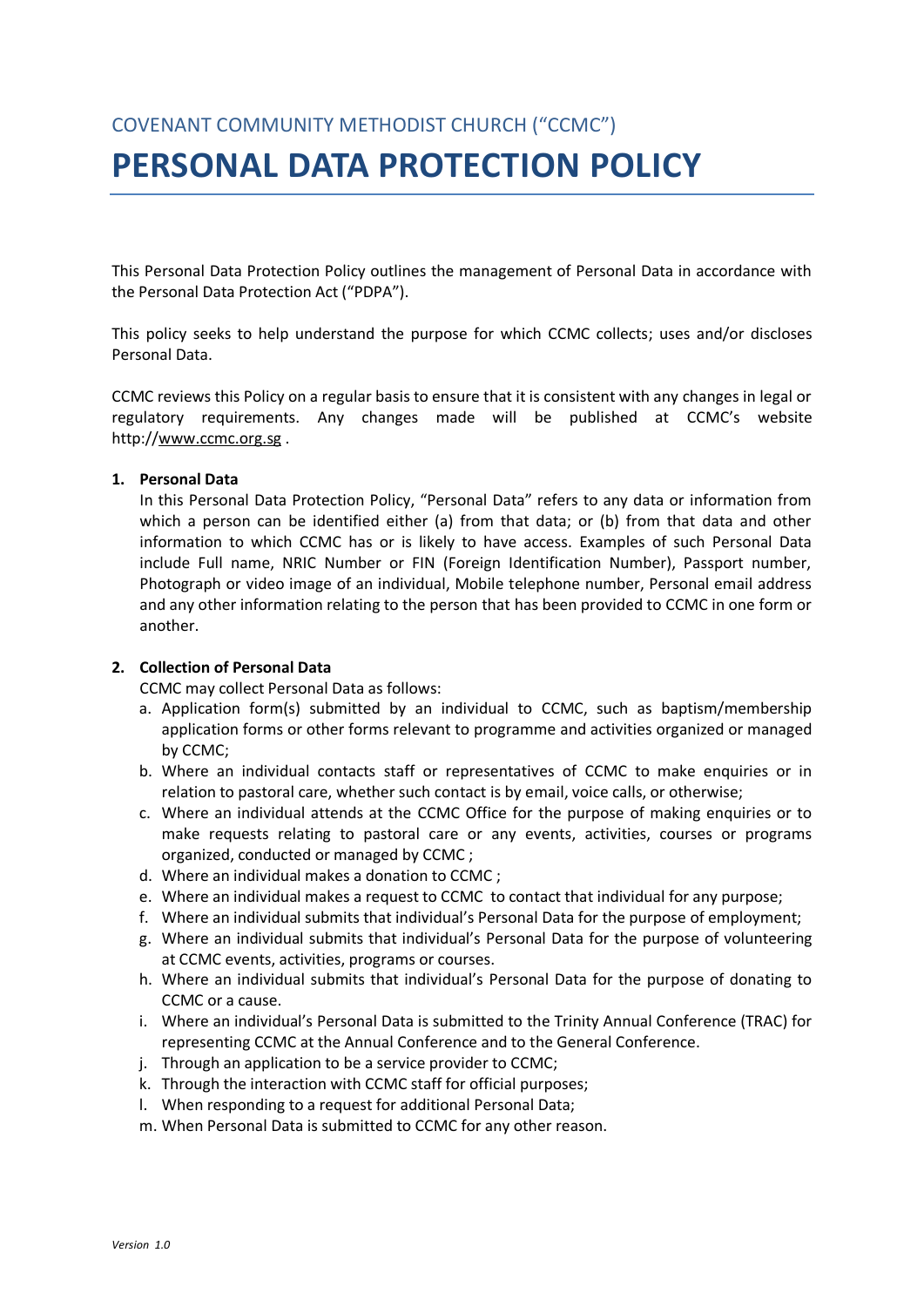COVENANT COMMUNITY METHODIST CHURCH ("CCMC")

# PERSONAL DATA PROTECTION POLICY

This Personal Data Protection Policy outlines the management of Personal Data in accordance with the Personal Data Protection Act ("PDPA").

This policy seeks to help understand the purpose for which CCMC collects; uses and/or discloses Personal Data.

CCMC reviews this Policy on a regular basis to ensure that it is consistent with any changes in legal or regulatory requirements. Any changes made will be published at CCMC's website http://www.ccmc.org.sg .

**1. Personal Data**

In this Personal Data Protection Policy, "Personal Data" refers to any data or information from which a person can be identified either (a) from that data; or (b) from that data and other information to which CCMC has or is likely to have access. Examples of such Personal Data include Full name, NRIC Number or FIN (Foreign Identification Number), Passport number, Photograph or video image of an individual, Mobile telephone number, Personal email address and any other information relating to the person that has been provided to CCMC in one form or another.

**2. Collection of Personal Data**

CCMC may collect Personal Data as follows:

a. Application form(s) submitted by an individual to CCMC, such as baptism/membership application forms or other forms relevant to programme and activities organized or managed by CCMC;
b. Where an individual contacts staff or representatives of CCMC to make enquiries or in relation to pastoral care, whether such contact is by email, voice calls, or otherwise;
c. Where an individual attends at the CCMC Office for the purpose of making enquiries or to make requests relating to pastoral care or any events, activities, courses or programs organized, conducted or managed by CCMC ;
d. Where an individual makes a donation to CCMC ;
e. Where an individual makes a request to CCMC to contact that individual for any purpose;
f. Where an individual submits that individual's Personal Data for the purpose of employment;
g. Where an individual submits that individual's Personal Data for the purpose of volunteering at CCMC events, activities, programs or courses.
h. Where an individual submits that individual's Personal Data for the purpose of donating to CCMC or a cause.
i. Where an individual's Personal Data is submitted to the Trinity Annual Conference (TRAC) for representing CCMC at the Annual Conference and to the General Conference.
j. Through an application to be a service provider to CCMC;
k. Through the interaction with CCMC staff for official purposes;
l. When responding to a request for additional Personal Data;
m. When Personal Data is submitted to CCMC for any other reason.

*Version 1.0*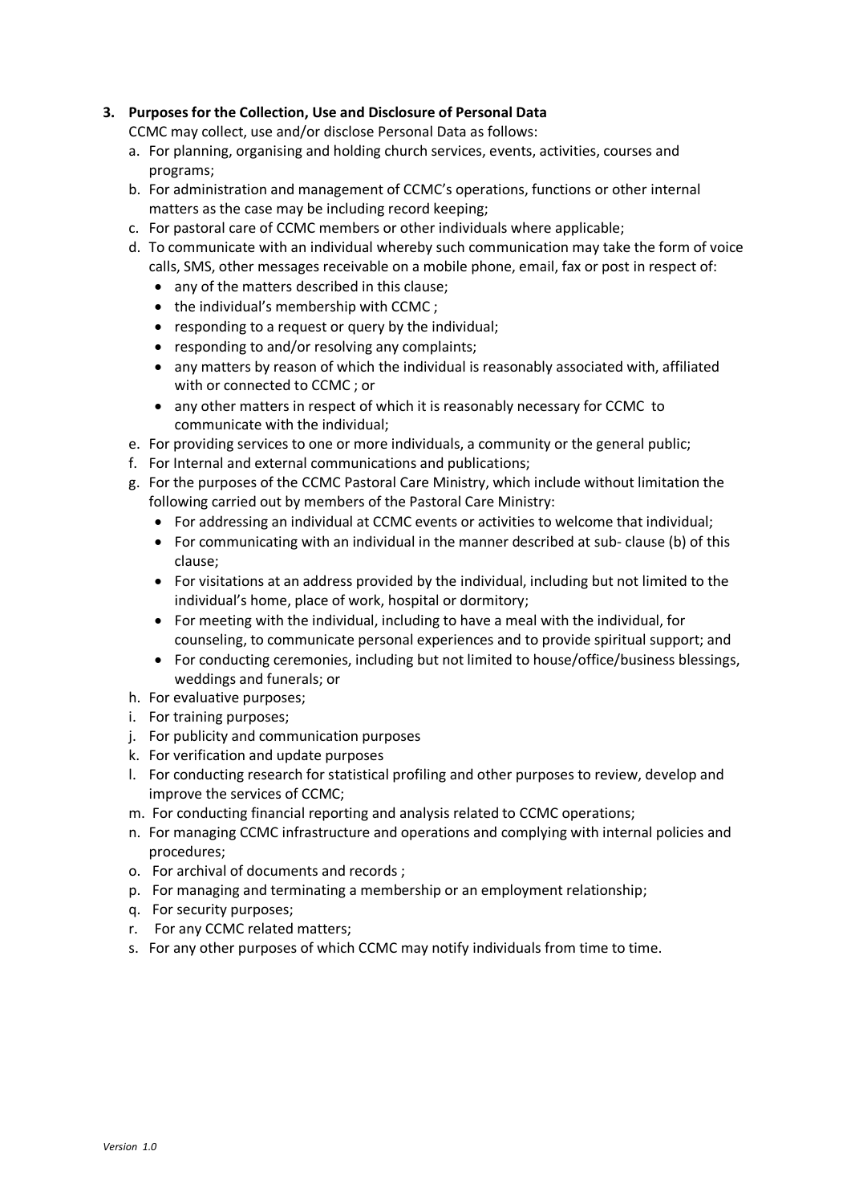**3. Purposes for the Collection, Use and Disclosure of Personal Data**

CCMC may collect, use and/or disclose Personal Data as follows:

a. For planning, organising and holding church services, events, activities, courses and programs;
b. For administration and management of CCMC's operations, functions or other internal matters as the case may be including record keeping;
c. For pastoral care of CCMC members or other individuals where applicable;
d. To communicate with an individual whereby such communication may take the form of voice calls, SMS, other messages receivable on a mobile phone, email, fax or post in respect of:
    - any of the matters described in this clause;
    - the individual's membership with CCMC ;
    - responding to a request or query by the individual;
    - responding to and/or resolving any complaints;
    - any matters by reason of which the individual is reasonably associated with, affiliated with or connected to CCMC ; or
    - any other matters in respect of which it is reasonably necessary for CCMC to communicate with the individual;
e. For providing services to one or more individuals, a community or the general public;
f. For Internal and external communications and publications;
g. For the purposes of the CCMC Pastoral Care Ministry, which include without limitation the following carried out by members of the Pastoral Care Ministry:
    - For addressing an individual at CCMC events or activities to welcome that individual;
    - For communicating with an individual in the manner described at sub- clause (b) of this clause;
    - For visitations at an address provided by the individual, including but not limited to the individual's home, place of work, hospital or dormitory;
    - For meeting with the individual, including to have a meal with the individual, for counseling, to communicate personal experiences and to provide spiritual support; and
    - For conducting ceremonies, including but not limited to house/office/business blessings, weddings and funerals; or
h. For evaluative purposes;
i. For training purposes;
j. For publicity and communication purposes
k. For verification and update purposes
l. For conducting research for statistical profiling and other purposes to review, develop and improve the services of CCMC;
m. For conducting financial reporting and analysis related to CCMC operations;
n. For managing CCMC infrastructure and operations and complying with internal policies and procedures;
o. For archival of documents and records ;
p. For managing and terminating a membership or an employment relationship;
q. For security purposes;
r. For any CCMC related matters;
s. For any other purposes of which CCMC may notify individuals from time to time.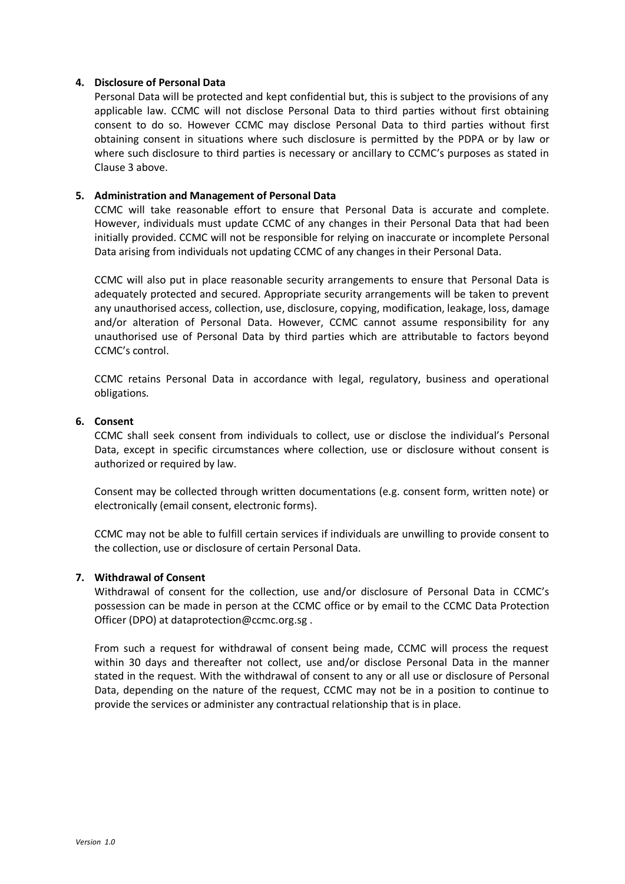## 4. Disclosure of Personal Data

Personal Data will be protected and kept confidential but, this is subject to the provisions of any applicable law. CCMC will not disclose Personal Data to third parties without first obtaining consent to do so. However CCMC may disclose Personal Data to third parties without first obtaining consent in situations where such disclosure is permitted by the PDPA or by law or where such disclosure to third parties is necessary or ancillary to CCMC's purposes as stated in Clause 3 above.

## 5. Administration and Management of Personal Data

CCMC will take reasonable effort to ensure that Personal Data is accurate and complete. However, individuals must update CCMC of any changes in their Personal Data that had been initially provided. CCMC will not be responsible for relying on inaccurate or incomplete Personal Data arising from individuals not updating CCMC of any changes in their Personal Data.

CCMC will also put in place reasonable security arrangements to ensure that Personal Data is adequately protected and secured. Appropriate security arrangements will be taken to prevent any unauthorised access, collection, use, disclosure, copying, modification, leakage, loss, damage and/or alteration of Personal Data. However, CCMC cannot assume responsibility for any unauthorised use of Personal Data by third parties which are attributable to factors beyond CCMC's control.

CCMC retains Personal Data in accordance with legal, regulatory, business and operational obligations.

## 6. Consent

CCMC shall seek consent from individuals to collect, use or disclose the individual's Personal Data, except in specific circumstances where collection, use or disclosure without consent is authorized or required by law.

Consent may be collected through written documentations (e.g. consent form, written note) or electronically (email consent, electronic forms).

CCMC may not be able to fulfill certain services if individuals are unwilling to provide consent to the collection, use or disclosure of certain Personal Data.

## 7. Withdrawal of Consent

Withdrawal of consent for the collection, use and/or disclosure of Personal Data in CCMC's possession can be made in person at the CCMC office or by email to the CCMC Data Protection Officer (DPO) at dataprotection@ccmc.org.sg .

From such a request for withdrawal of consent being made, CCMC will process the request within 30 days and thereafter not collect, use and/or disclose Personal Data in the manner stated in the request. With the withdrawal of consent to any or all use or disclosure of Personal Data, depending on the nature of the request, CCMC may not be in a position to continue to provide the services or administer any contractual relationship that is in place.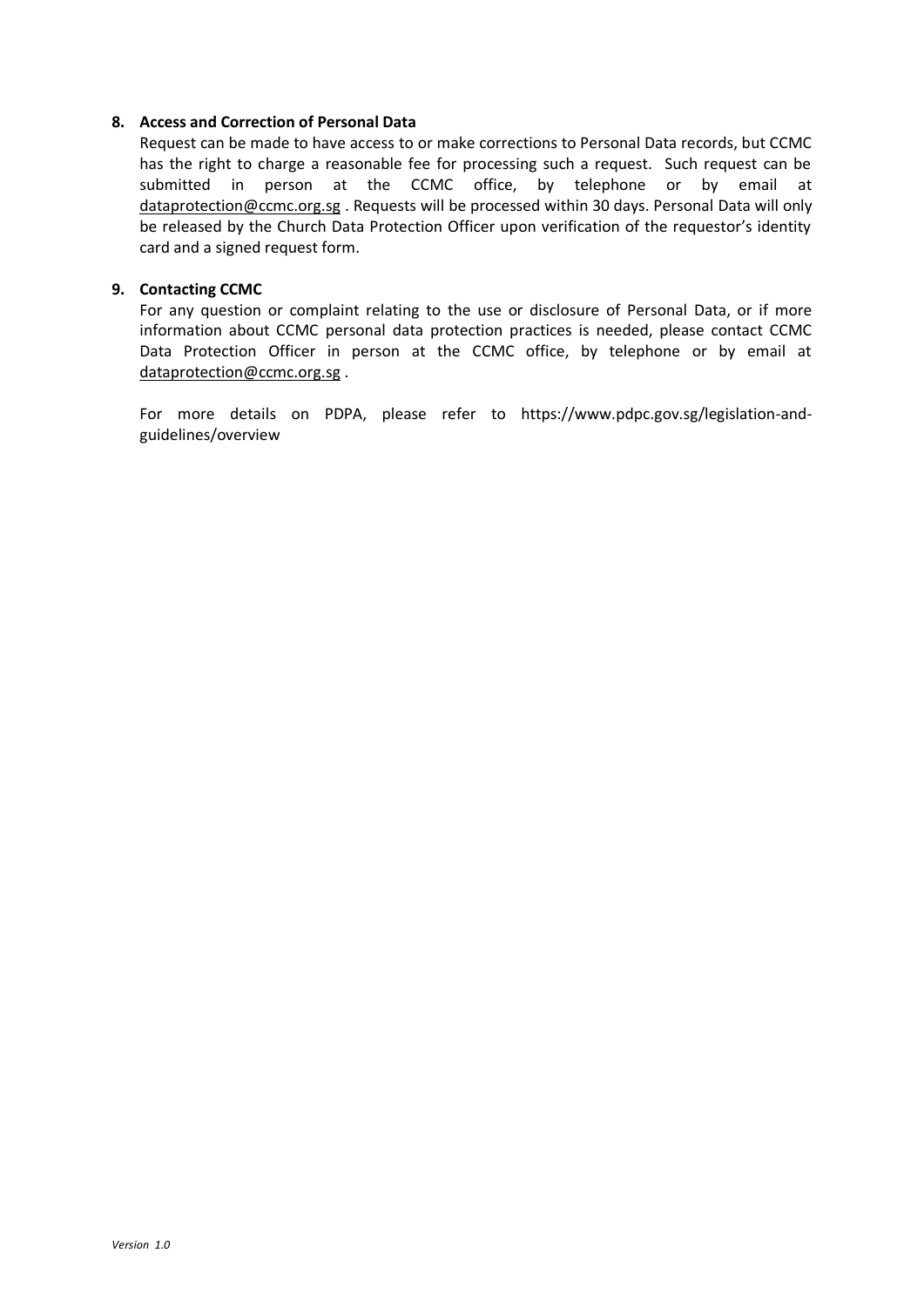**8. Access and Correction of Personal Data**

Request can be made to have access to or make corrections to Personal Data records, but CCMC has the right to charge a reasonable fee for processing such a request. Such request can be submitted in person at the CCMC office, by telephone or by email at dataprotection@ccmc.org.sg . Requests will be processed within 30 days. Personal Data will only be released by the Church Data Protection Officer upon verification of the requestor's identity card and a signed request form.

**9. Contacting CCMC**

For any question or complaint relating to the use or disclosure of Personal Data, or if more information about CCMC personal data protection practices is needed, please contact CCMC Data Protection Officer in person at the CCMC office, by telephone or by email at dataprotection@ccmc.org.sg .

For more details on PDPA, please refer to https://www.pdpc.gov.sg/legislation-and-guidelines/overview